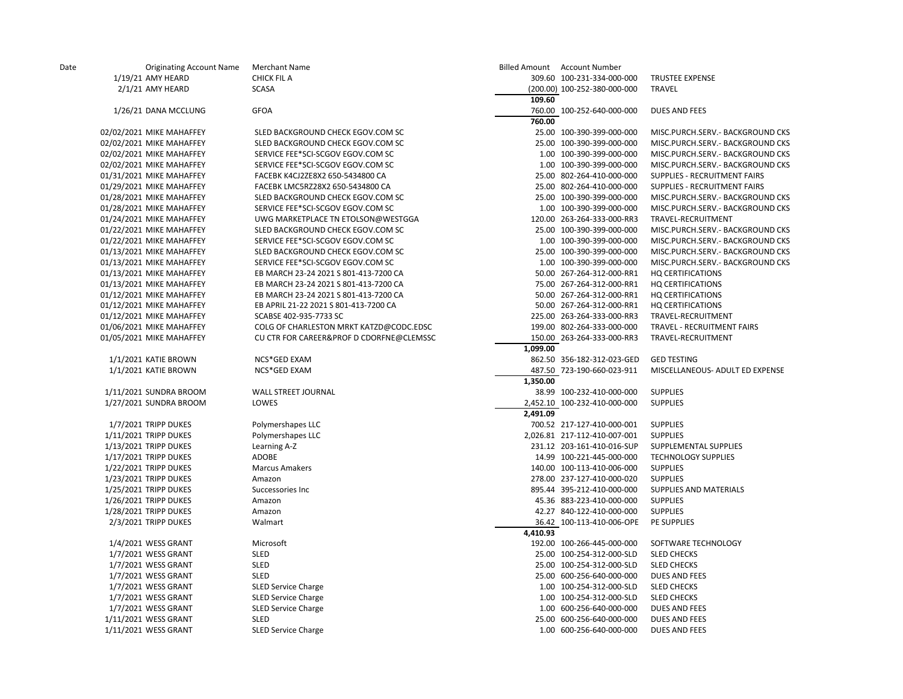| Date | Originating Account Name | Merchant Name | Billed Amount | Account Number | |
|---|---|---|---|---|---|
| 1/19/21 | AMY HEARD | CHICK FIL A | 309.60 | 100-231-334-000-000 | TRUSTEE EXPENSE |
| 2/1/21 | AMY HEARD | SCASA | (200.00) | 100-252-380-000-000 | TRAVEL |
| | | | **109.60** | | |
| 1/26/21 | DANA MCCLUNG | GFOA | 760.00 | 100-252-640-000-000 | DUES AND FEES |
| | | | **760.00** | | |
| 02/02/2021 | MIKE MAHAFFEY | SLED BACKGROUND CHECK EGOV.COM SC | 25.00 | 100-390-399-000-000 | MISC.PURCH.SERV.- BACKGROUND CKS |
| 02/02/2021 | MIKE MAHAFFEY | SLED BACKGROUND CHECK EGOV.COM SC | 25.00 | 100-390-399-000-000 | MISC.PURCH.SERV.- BACKGROUND CKS |
| 02/02/2021 | MIKE MAHAFFEY | SERVICE FEE*SCI-SCGOV EGOV.COM SC | 1.00 | 100-390-399-000-000 | MISC.PURCH.SERV.- BACKGROUND CKS |
| 02/02/2021 | MIKE MAHAFFEY | SERVICE FEE*SCI-SCGOV EGOV.COM SC | 1.00 | 100-390-399-000-000 | MISC.PURCH.SERV.- BACKGROUND CKS |
| 01/31/2021 | MIKE MAHAFFEY | FACEBK K4CJ2ZE8X2 650-5434800 CA | 25.00 | 802-264-410-000-000 | SUPPLIES - RECRUITMENT FAIRS |
| 01/29/2021 | MIKE MAHAFFEY | FACEBK LMC5RZ28X2 650-5434800 CA | 25.00 | 802-264-410-000-000 | SUPPLIES - RECRUITMENT FAIRS |
| 01/28/2021 | MIKE MAHAFFEY | SLED BACKGROUND CHECK EGOV.COM SC | 25.00 | 100-390-399-000-000 | MISC.PURCH.SERV.- BACKGROUND CKS |
| 01/28/2021 | MIKE MAHAFFEY | SERVICE FEE*SCI-SCGOV EGOV.COM SC | 1.00 | 100-390-399-000-000 | MISC.PURCH.SERV.- BACKGROUND CKS |
| 01/24/2021 | MIKE MAHAFFEY | UWG MARKETPLACE TN ETOLSON@WESTGGA | 120.00 | 263-264-333-000-RR3 | TRAVEL-RECRUITMENT |
| 01/22/2021 | MIKE MAHAFFEY | SLED BACKGROUND CHECK EGOV.COM SC | 25.00 | 100-390-399-000-000 | MISC.PURCH.SERV.- BACKGROUND CKS |
| 01/22/2021 | MIKE MAHAFFEY | SERVICE FEE*SCI-SCGOV EGOV.COM SC | 1.00 | 100-390-399-000-000 | MISC.PURCH.SERV.- BACKGROUND CKS |
| 01/13/2021 | MIKE MAHAFFEY | SLED BACKGROUND CHECK EGOV.COM SC | 25.00 | 100-390-399-000-000 | MISC.PURCH.SERV.- BACKGROUND CKS |
| 01/13/2021 | MIKE MAHAFFEY | SERVICE FEE*SCI-SCGOV EGOV.COM SC | 1.00 | 100-390-399-000-000 | MISC.PURCH.SERV.- BACKGROUND CKS |
| 01/13/2021 | MIKE MAHAFFEY | EB MARCH 23-24 2021 S 801-413-7200 CA | 50.00 | 267-264-312-000-RR1 | HQ CERTIFICATIONS |
| 01/13/2021 | MIKE MAHAFFEY | EB MARCH 23-24 2021 S 801-413-7200 CA | 75.00 | 267-264-312-000-RR1 | HQ CERTIFICATIONS |
| 01/12/2021 | MIKE MAHAFFEY | EB MARCH 23-24 2021 S 801-413-7200 CA | 50.00 | 267-264-312-000-RR1 | HQ CERTIFICATIONS |
| 01/12/2021 | MIKE MAHAFFEY | EB APRIL 21-22 2021 S 801-413-7200 CA | 50.00 | 267-264-312-000-RR1 | HQ CERTIFICATIONS |
| 01/12/2021 | MIKE MAHAFFEY | SCABSE 402-935-7733 SC | 225.00 | 263-264-333-000-RR3 | TRAVEL-RECRUITMENT |
| 01/06/2021 | MIKE MAHAFFEY | COLG OF CHARLESTON MRKT KATZD@CODC.EDSC | 199.00 | 802-264-333-000-000 | TRAVEL - RECRUITMENT FAIRS |
| 01/05/2021 | MIKE MAHAFFEY | CU CTR FOR CAREER&PROF D CDORFNE@CLEMSSC | 150.00 | 263-264-333-000-RR3 | TRAVEL-RECRUITMENT |
| | | | **1,099.00** | | |
| 1/1/2021 | KATIE BROWN | NCS*GED EXAM | 862.50 | 356-182-312-023-GED | GED TESTING |
| 1/1/2021 | KATIE BROWN | NCS*GED EXAM | 487.50 | 723-190-660-023-911 | MISCELLANEOUS- ADULT ED EXPENSE |
| | | | **1,350.00** | | |
| 1/11/2021 | SUNDRA BROOM | WALL STREET JOURNAL | 38.99 | 100-232-410-000-000 | SUPPLIES |
| 1/27/2021 | SUNDRA BROOM | LOWES | 2,452.10 | 100-232-410-000-000 | SUPPLIES |
| | | | **2,491.09** | | |
| 1/7/2021 | TRIPP DUKES | Polymershapes LLC | 700.52 | 217-127-410-000-001 | SUPPLIES |
| 1/11/2021 | TRIPP DUKES | Polymershapes LLC | 2,026.81 | 217-112-410-007-001 | SUPPLIES |
| 1/13/2021 | TRIPP DUKES | Learning A-Z | 231.12 | 203-161-410-016-SUP | SUPPLEMENTAL SUPPLIES |
| 1/17/2021 | TRIPP DUKES | ADOBE | 14.99 | 100-221-445-000-000 | TECHNOLOGY SUPPLIES |
| 1/22/2021 | TRIPP DUKES | Marcus Amakers | 140.00 | 100-113-410-006-000 | SUPPLIES |
| 1/23/2021 | TRIPP DUKES | Amazon | 278.00 | 237-127-410-000-020 | SUPPLIES |
| 1/25/2021 | TRIPP DUKES | Successories Inc | 895.44 | 395-212-410-000-000 | SUPPLIES AND MATERIALS |
| 1/26/2021 | TRIPP DUKES | Amazon | 45.36 | 883-223-410-000-000 | SUPPLIES |
| 1/28/2021 | TRIPP DUKES | Amazon | 42.27 | 840-122-410-000-000 | SUPPLIES |
| 2/3/2021 | TRIPP DUKES | Walmart | 36.42 | 100-113-410-006-OPE | PE SUPPLIES |
| | | | **4,410.93** | | |
| 1/4/2021 | WESS GRANT | Microsoft | 192.00 | 100-266-445-000-000 | SOFTWARE TECHNOLOGY |
| 1/7/2021 | WESS GRANT | SLED | 25.00 | 100-254-312-000-SLD | SLED CHECKS |
| 1/7/2021 | WESS GRANT | SLED | 25.00 | 100-254-312-000-SLD | SLED CHECKS |
| 1/7/2021 | WESS GRANT | SLED | 25.00 | 600-256-640-000-000 | DUES AND FEES |
| 1/7/2021 | WESS GRANT | SLED Service Charge | 1.00 | 100-254-312-000-SLD | SLED CHECKS |
| 1/7/2021 | WESS GRANT | SLED Service Charge | 1.00 | 100-254-312-000-SLD | SLED CHECKS |
| 1/7/2021 | WESS GRANT | SLED Service Charge | 1.00 | 600-256-640-000-000 | DUES AND FEES |
| 1/11/2021 | WESS GRANT | SLED | 25.00 | 600-256-640-000-000 | DUES AND FEES |
| 1/11/2021 | WESS GRANT | SLED Service Charge | 1.00 | 600-256-640-000-000 | DUES AND FEES |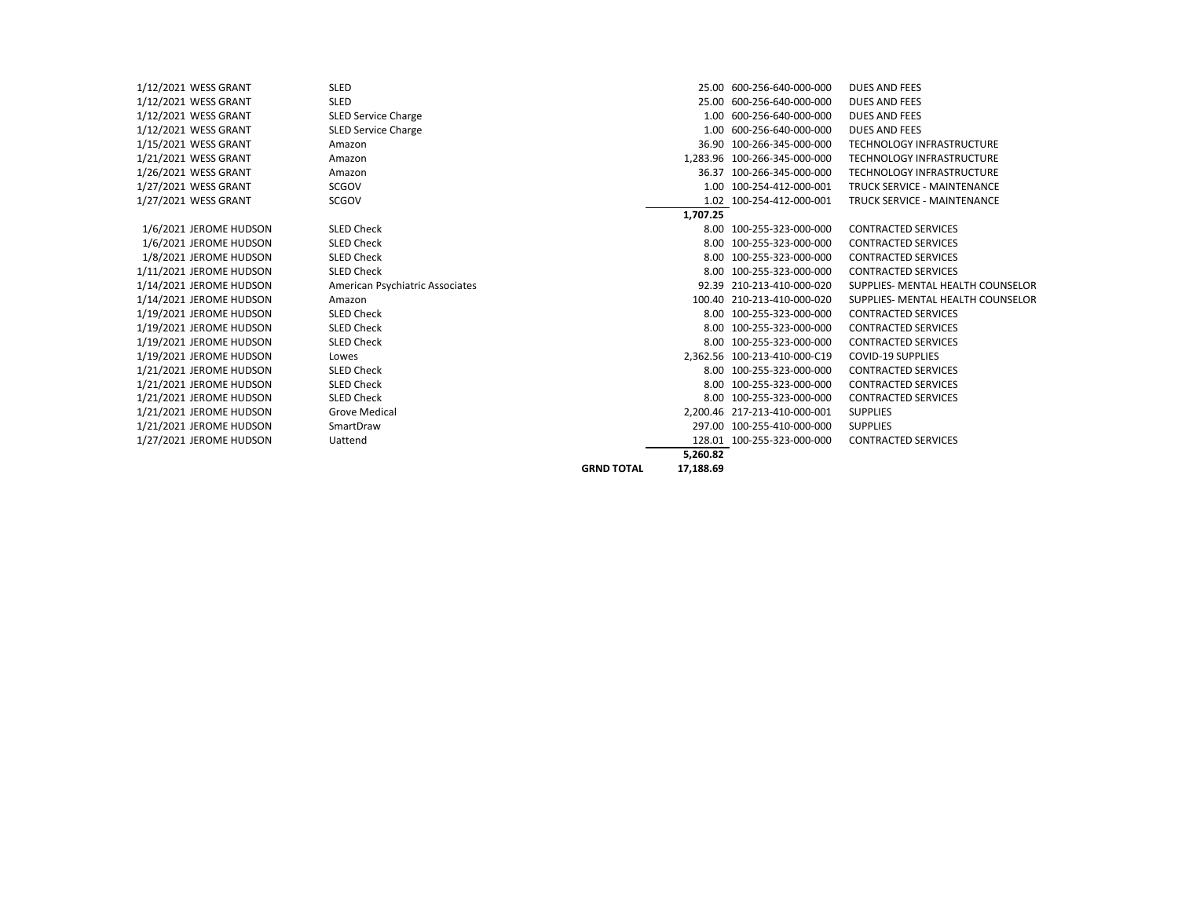| | | | | | |
|---|---|---|---|---|---|
| 1/12/2021 | WESS GRANT | SLED | 25.00 | 600-256-640-000-000 | DUES AND FEES |
| 1/12/2021 | WESS GRANT | SLED | 25.00 | 600-256-640-000-000 | DUES AND FEES |
| 1/12/2021 | WESS GRANT | SLED Service Charge | 1.00 | 600-256-640-000-000 | DUES AND FEES |
| 1/12/2021 | WESS GRANT | SLED Service Charge | 1.00 | 600-256-640-000-000 | DUES AND FEES |
| 1/15/2021 | WESS GRANT | Amazon | 36.90 | 100-266-345-000-000 | TECHNOLOGY INFRASTRUCTURE |
| 1/21/2021 | WESS GRANT | Amazon | 1,283.96 | 100-266-345-000-000 | TECHNOLOGY INFRASTRUCTURE |
| 1/26/2021 | WESS GRANT | Amazon | 36.37 | 100-266-345-000-000 | TECHNOLOGY INFRASTRUCTURE |
| 1/27/2021 | WESS GRANT | SCGOV | 1.00 | 100-254-412-000-001 | TRUCK SERVICE - MAINTENANCE |
| 1/27/2021 | WESS GRANT | SCGOV | 1.02 | 100-254-412-000-001 | TRUCK SERVICE - MAINTENANCE |
| | | | **1,707.25** | | |
| 1/6/2021 | JEROME HUDSON | SLED Check | 8.00 | 100-255-323-000-000 | CONTRACTED SERVICES |
| 1/6/2021 | JEROME HUDSON | SLED Check | 8.00 | 100-255-323-000-000 | CONTRACTED SERVICES |
| 1/8/2021 | JEROME HUDSON | SLED Check | 8.00 | 100-255-323-000-000 | CONTRACTED SERVICES |
| 1/11/2021 | JEROME HUDSON | SLED Check | 8.00 | 100-255-323-000-000 | CONTRACTED SERVICES |
| 1/14/2021 | JEROME HUDSON | American Psychiatric Associates | 92.39 | 210-213-410-000-020 | SUPPLIES- MENTAL HEALTH COUNSELOR |
| 1/14/2021 | JEROME HUDSON | Amazon | 100.40 | 210-213-410-000-020 | SUPPLIES- MENTAL HEALTH COUNSELOR |
| 1/19/2021 | JEROME HUDSON | SLED Check | 8.00 | 100-255-323-000-000 | CONTRACTED SERVICES |
| 1/19/2021 | JEROME HUDSON | SLED Check | 8.00 | 100-255-323-000-000 | CONTRACTED SERVICES |
| 1/19/2021 | JEROME HUDSON | SLED Check | 8.00 | 100-255-323-000-000 | CONTRACTED SERVICES |
| 1/19/2021 | JEROME HUDSON | Lowes | 2,362.56 | 100-213-410-000-C19 | COVID-19 SUPPLIES |
| 1/21/2021 | JEROME HUDSON | SLED Check | 8.00 | 100-255-323-000-000 | CONTRACTED SERVICES |
| 1/21/2021 | JEROME HUDSON | SLED Check | 8.00 | 100-255-323-000-000 | CONTRACTED SERVICES |
| 1/21/2021 | JEROME HUDSON | SLED Check | 8.00 | 100-255-323-000-000 | CONTRACTED SERVICES |
| 1/21/2021 | JEROME HUDSON | Grove Medical | 2,200.46 | 217-213-410-000-001 | SUPPLIES |
| 1/21/2021 | JEROME HUDSON | SmartDraw | 297.00 | 100-255-410-000-000 | SUPPLIES |
| 1/27/2021 | JEROME HUDSON | Uattend | 128.01 | 100-255-323-000-000 | CONTRACTED SERVICES |
| | | | **5,260.82** | | |
| | | **GRND TOTAL** | **17,188.69** | | |